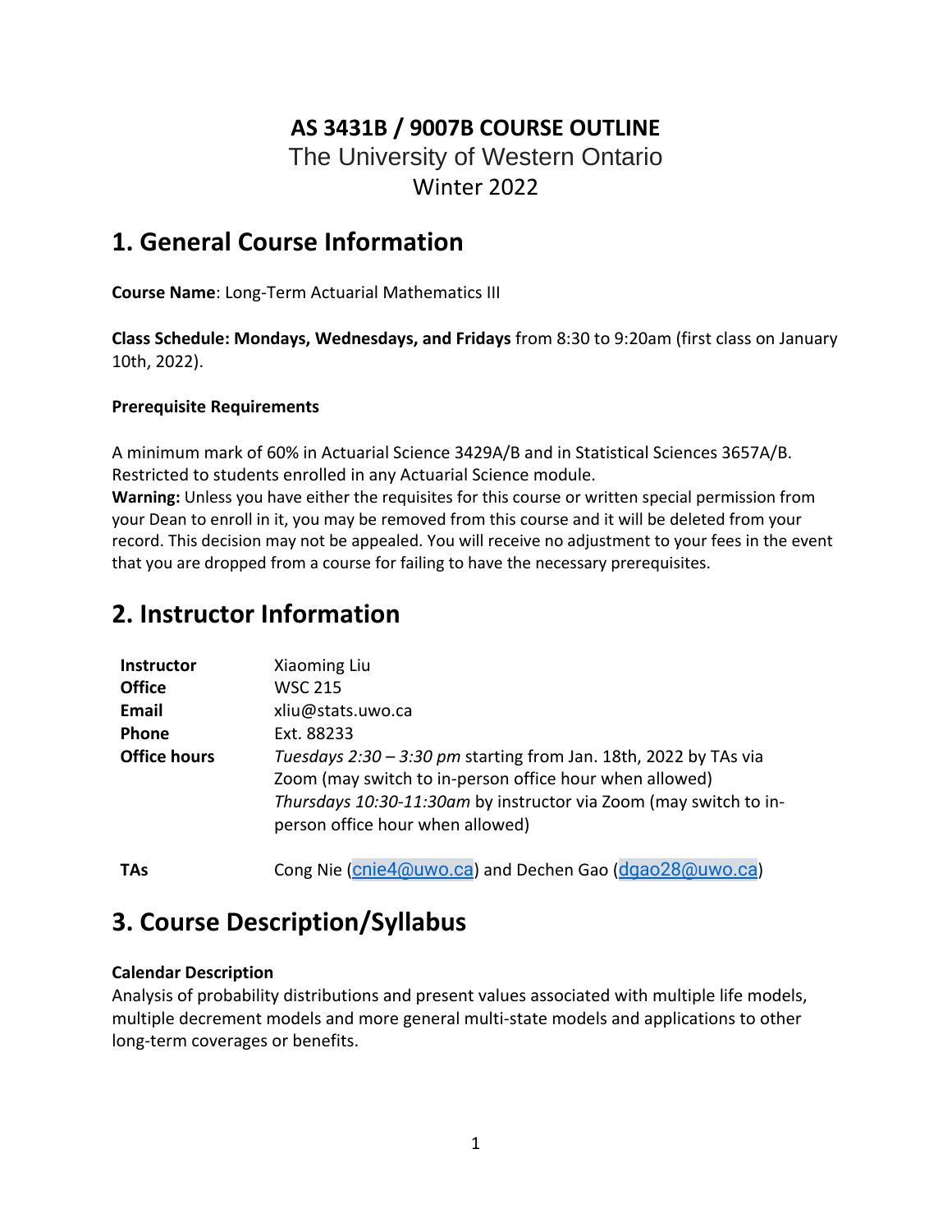# AS 3431B / 9007B COURSE OUTLINE

The University of Western Ontario

Winter 2022

## 1. General Course Information

**Course Name**: Long-Term Actuarial Mathematics III

**Class Schedule: Mondays, Wednesdays, and Fridays** from 8:30 to 9:20am (first class on January 10th, 2022).

**Prerequisite Requirements**

A minimum mark of 60% in Actuarial Science 3429A/B and in Statistical Sciences 3657A/B. Restricted to students enrolled in any Actuarial Science module.

**Warning:** Unless you have either the requisites for this course or written special permission from your Dean to enroll in it, you may be removed from this course and it will be deleted from your record. This decision may not be appealed. You will receive no adjustment to your fees in the event that you are dropped from a course for failing to have the necessary prerequisites.

## 2. Instructor Information

| | |
|---|---|
| **Instructor** | Xiaoming Liu |
| **Office** | WSC 215 |
| **Email** | xliu@stats.uwo.ca |
| **Phone** | Ext. 88233 |
| **Office hours** | *Tuesdays 2:30 – 3:30 pm* starting from Jan. 18th, 2022 by TAs via Zoom (may switch to in-person office hour when allowed) *Thursdays 10:30-11:30am* by instructor via Zoom (may switch to in-person office hour when allowed) |
| **TAs** | Cong Nie (cnie4@uwo.ca) and Dechen Gao (dgao28@uwo.ca) |

## 3. Course Description/Syllabus

**Calendar Description**

Analysis of probability distributions and present values associated with multiple life models, multiple decrement models and more general multi-state models and applications to other long-term coverages or benefits.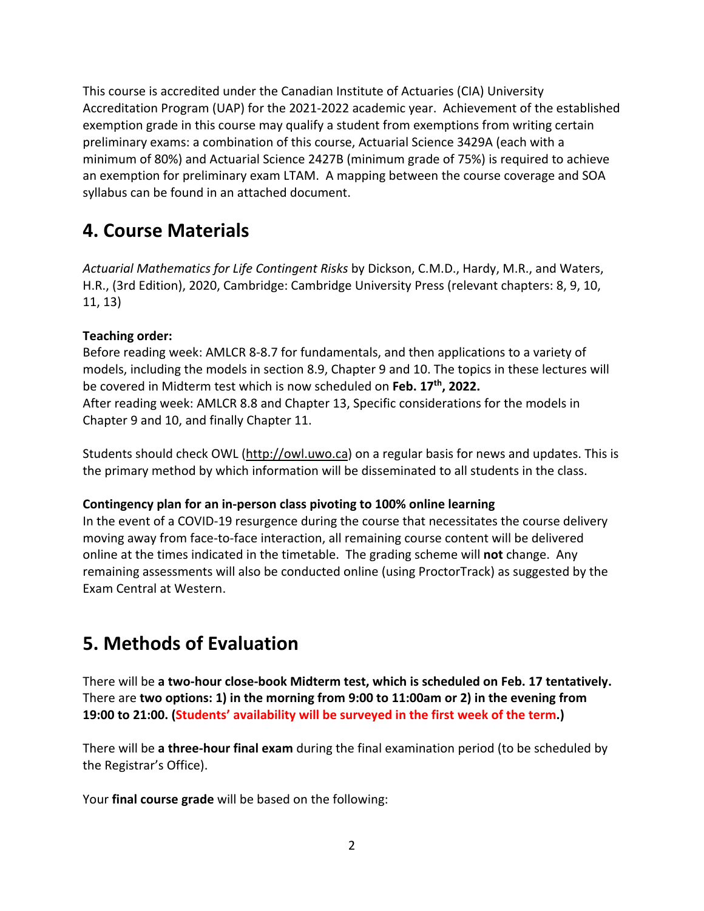This course is accredited under the Canadian Institute of Actuaries (CIA) University Accreditation Program (UAP) for the 2021-2022 academic year. Achievement of the established exemption grade in this course may qualify a student from exemptions from writing certain preliminary exams: a combination of this course, Actuarial Science 3429A (each with a minimum of 80%) and Actuarial Science 2427B (minimum grade of 75%) is required to achieve an exemption for preliminary exam LTAM. A mapping between the course coverage and SOA syllabus can be found in an attached document.

## 4. Course Materials

*Actuarial Mathematics for Life Contingent Risks* by Dickson, C.M.D., Hardy, M.R., and Waters, H.R., (3rd Edition), 2020, Cambridge: Cambridge University Press (relevant chapters: 8, 9, 10, 11, 13)

**Teaching order:**
Before reading week: AMLCR 8-8.7 for fundamentals, and then applications to a variety of models, including the models in section 8.9, Chapter 9 and 10. The topics in these lectures will be covered in Midterm test which is now scheduled on **Feb. 17th, 2022.**
After reading week: AMLCR 8.8 and Chapter 13, Specific considerations for the models in Chapter 9 and 10, and finally Chapter 11.

Students should check OWL (http://owl.uwo.ca) on a regular basis for news and updates. This is the primary method by which information will be disseminated to all students in the class.

**Contingency plan for an in-person class pivoting to 100% online learning**
In the event of a COVID-19 resurgence during the course that necessitates the course delivery moving away from face-to-face interaction, all remaining course content will be delivered online at the times indicated in the timetable. The grading scheme will **not** change. Any remaining assessments will also be conducted online (using ProctorTrack) as suggested by the Exam Central at Western.

## 5. Methods of Evaluation

There will be **a two-hour close-book Midterm test, which is scheduled on Feb. 17 tentatively.** There are **two options: 1) in the morning from 9:00 to 11:00am or 2) in the evening from 19:00 to 21:00. (Students' availability will be surveyed in the first week of the term.)**

There will be **a three-hour final exam** during the final examination period (to be scheduled by the Registrar's Office).

Your **final course grade** will be based on the following: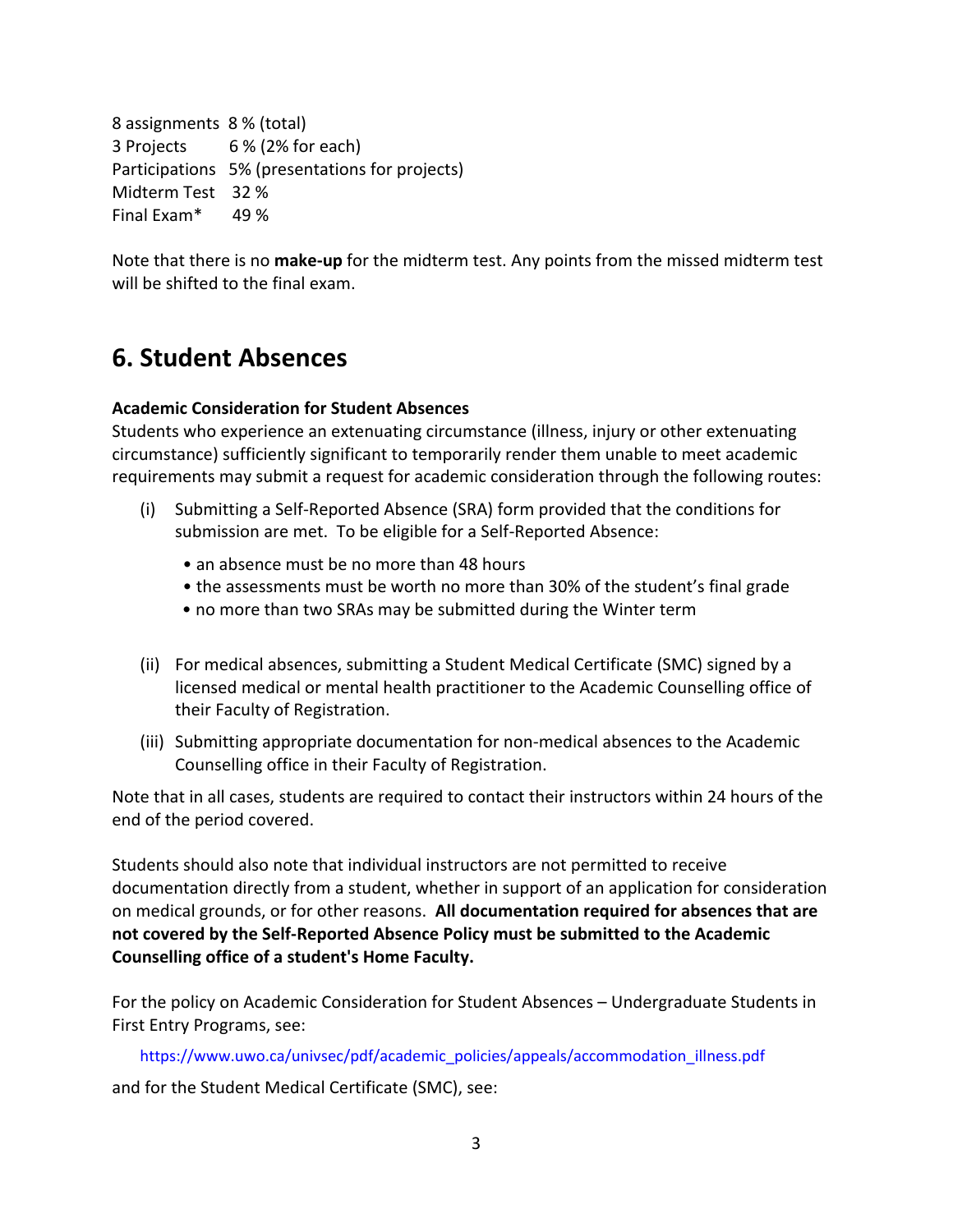| | |
|---|---|
| 8 assignments | 8 % (total) |
| 3 Projects | 6 % (2% for each) |
| Participations | 5% (presentations for projects) |
| Midterm Test | 32 % |
| Final Exam* | 49 % |

Note that there is no **make-up** for the midterm test. Any points from the missed midterm test will be shifted to the final exam.

## 6. Student Absences

**Academic Consideration for Student Absences**

Students who experience an extenuating circumstance (illness, injury or other extenuating circumstance) sufficiently significant to temporarily render them unable to meet academic requirements may submit a request for academic consideration through the following routes:

(i) Submitting a Self-Reported Absence (SRA) form provided that the conditions for submission are met. To be eligible for a Self-Reported Absence:

- an absence must be no more than 48 hours
- the assessments must be worth no more than 30% of the student's final grade
- no more than two SRAs may be submitted during the Winter term

(ii) For medical absences, submitting a Student Medical Certificate (SMC) signed by a licensed medical or mental health practitioner to the Academic Counselling office of their Faculty of Registration.

(iii) Submitting appropriate documentation for non-medical absences to the Academic Counselling office in their Faculty of Registration.

Note that in all cases, students are required to contact their instructors within 24 hours of the end of the period covered.

Students should also note that individual instructors are not permitted to receive documentation directly from a student, whether in support of an application for consideration on medical grounds, or for other reasons. **All documentation required for absences that are not covered by the Self-Reported Absence Policy must be submitted to the Academic Counselling office of a student's Home Faculty.**

For the policy on Academic Consideration for Student Absences – Undergraduate Students in First Entry Programs, see:

https://www.uwo.ca/univsec/pdf/academic_policies/appeals/accommodation_illness.pdf

and for the Student Medical Certificate (SMC), see: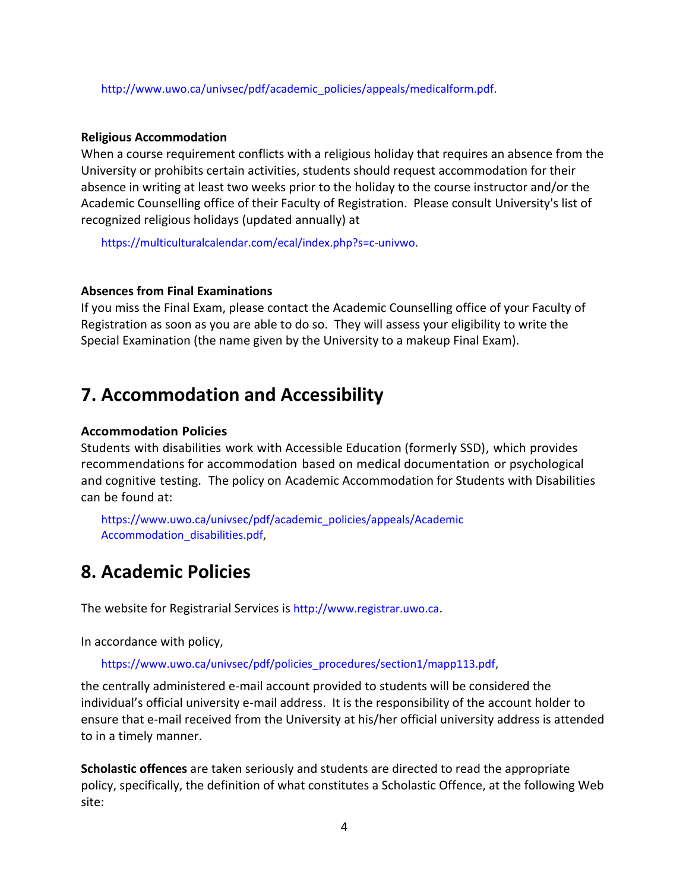http://www.uwo.ca/univsec/pdf/academic_policies/appeals/medicalform.pdf.

**Religious Accommodation**
When a course requirement conflicts with a religious holiday that requires an absence from the University or prohibits certain activities, students should request accommodation for their absence in writing at least two weeks prior to the holiday to the course instructor and/or the Academic Counselling office of their Faculty of Registration. Please consult University's list of recognized religious holidays (updated annually) at

https://multiculturalcalendar.com/ecal/index.php?s=c-univwo.

**Absences from Final Examinations**
If you miss the Final Exam, please contact the Academic Counselling office of your Faculty of Registration as soon as you are able to do so. They will assess your eligibility to write the Special Examination (the name given by the University to a makeup Final Exam).

## 7. Accommodation and Accessibility

**Accommodation Policies**
Students with disabilities work with Accessible Education (formerly SSD), which provides recommendations for accommodation based on medical documentation or psychological and cognitive testing. The policy on Academic Accommodation for Students with Disabilities can be found at:

https://www.uwo.ca/univsec/pdf/academic_policies/appeals/Academic Accommodation_disabilities.pdf,

## 8. Academic Policies

The website for Registrarial Services is http://www.registrar.uwo.ca.

In accordance with policy,

https://www.uwo.ca/univsec/pdf/policies_procedures/section1/mapp113.pdf,

the centrally administered e-mail account provided to students will be considered the individual's official university e-mail address. It is the responsibility of the account holder to ensure that e-mail received from the University at his/her official university address is attended to in a timely manner.

**Scholastic offences** are taken seriously and students are directed to read the appropriate policy, specifically, the definition of what constitutes a Scholastic Offence, at the following Web site: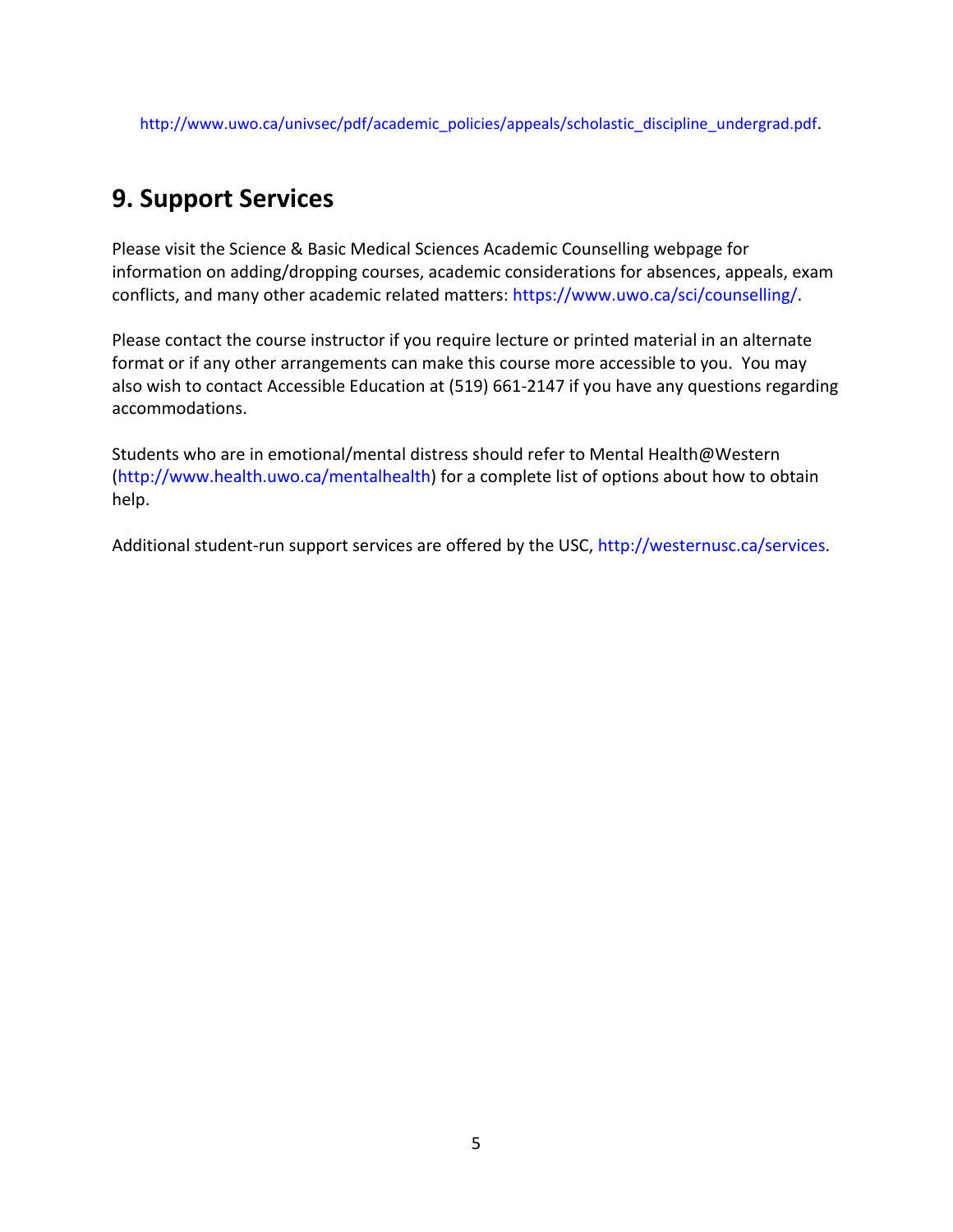http://www.uwo.ca/univsec/pdf/academic_policies/appeals/scholastic_discipline_undergrad.pdf.

## 9. Support Services

Please visit the Science & Basic Medical Sciences Academic Counselling webpage for information on adding/dropping courses, academic considerations for absences, appeals, exam conflicts, and many other academic related matters: https://www.uwo.ca/sci/counselling/.

Please contact the course instructor if you require lecture or printed material in an alternate format or if any other arrangements can make this course more accessible to you. You may also wish to contact Accessible Education at (519) 661-2147 if you have any questions regarding accommodations.

Students who are in emotional/mental distress should refer to Mental Health@Western (http://www.health.uwo.ca/mentalhealth) for a complete list of options about how to obtain help.

Additional student-run support services are offered by the USC, http://westernusc.ca/services.